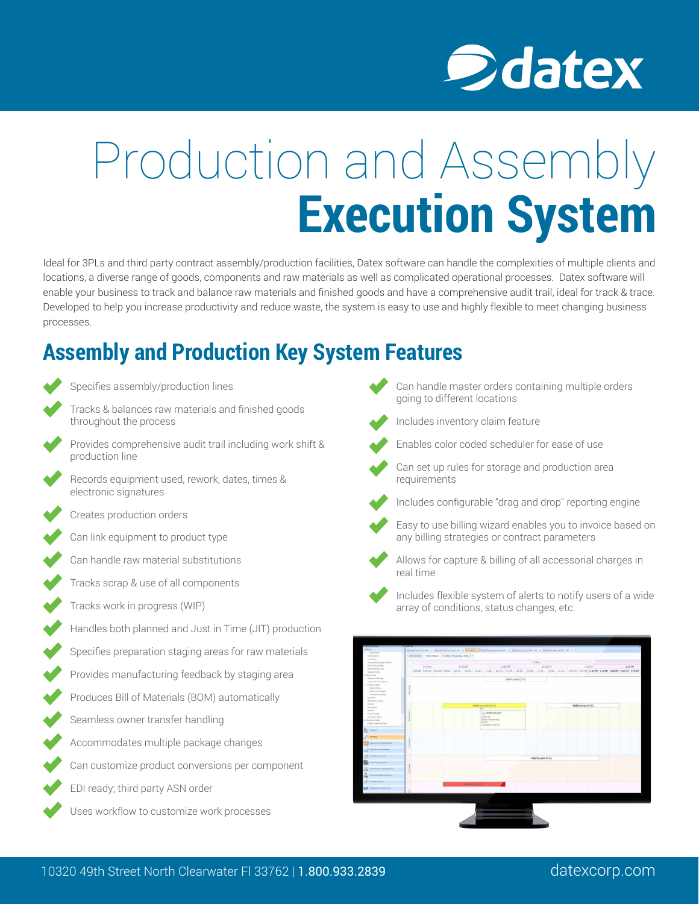# Production and Assembly **Execution System**

Ideal for 3PLs and third party contract assembly/production facilities, Datex software can handle the complexities of multiple clients and locations, a diverse range of goods, components and raw materials as well as complicated operational processes. Datex software will enable your business to track and balance raw materials and finished goods and have a comprehensive audit trail, ideal for track & trace. Developed to help you increase productivity and reduce waste, the system is easy to use and highly flexible to meet changing business processes.

## Assembly and Production Key System Features

- Specifies assembly/production lines
- Tracks & balances raw materials and finished goods throughout the process
- Provides comprehensive audit trail including work shift & production line
- Records equipment used, rework, dates, times & electronic signatures
- Creates production orders
- Can link equipment to product type
- Can handle raw material substitutions
- Tracks scrap & use of all components
- Tracks work in progress (WIP)
- Handles both planned and Just in Time (JIT) production
- Specifies preparation staging areas for raw materials
- Provides manufacturing feedback by staging area
- Produces Bill of Materials (BOM) automatically
- Seamless owner transfer handling
- Accommodates multiple package changes
- Can customize product conversions per component
- EDI ready; third party ASN order
- Uses workflow to customize work processes
- Can handle master orders containing multiple orders going to different locations
- Includes inventory claim feature
- Enables color coded scheduler for ease of use
- Can set up rules for storage and production area requirements
- Includes configurable "drag and drop" reporting engine
- Easy to use billing wizard enables you to invoice based on any billing strategies or contract parameters
- Allows for capture & billing of all accessorial charges in real time
- Includes flexible system of alerts to notify users of a wide array of conditions, status changes, etc.

10320 49th Street North Clearwater Fl 33762 | **1.800.933.2839**

datexcorp.com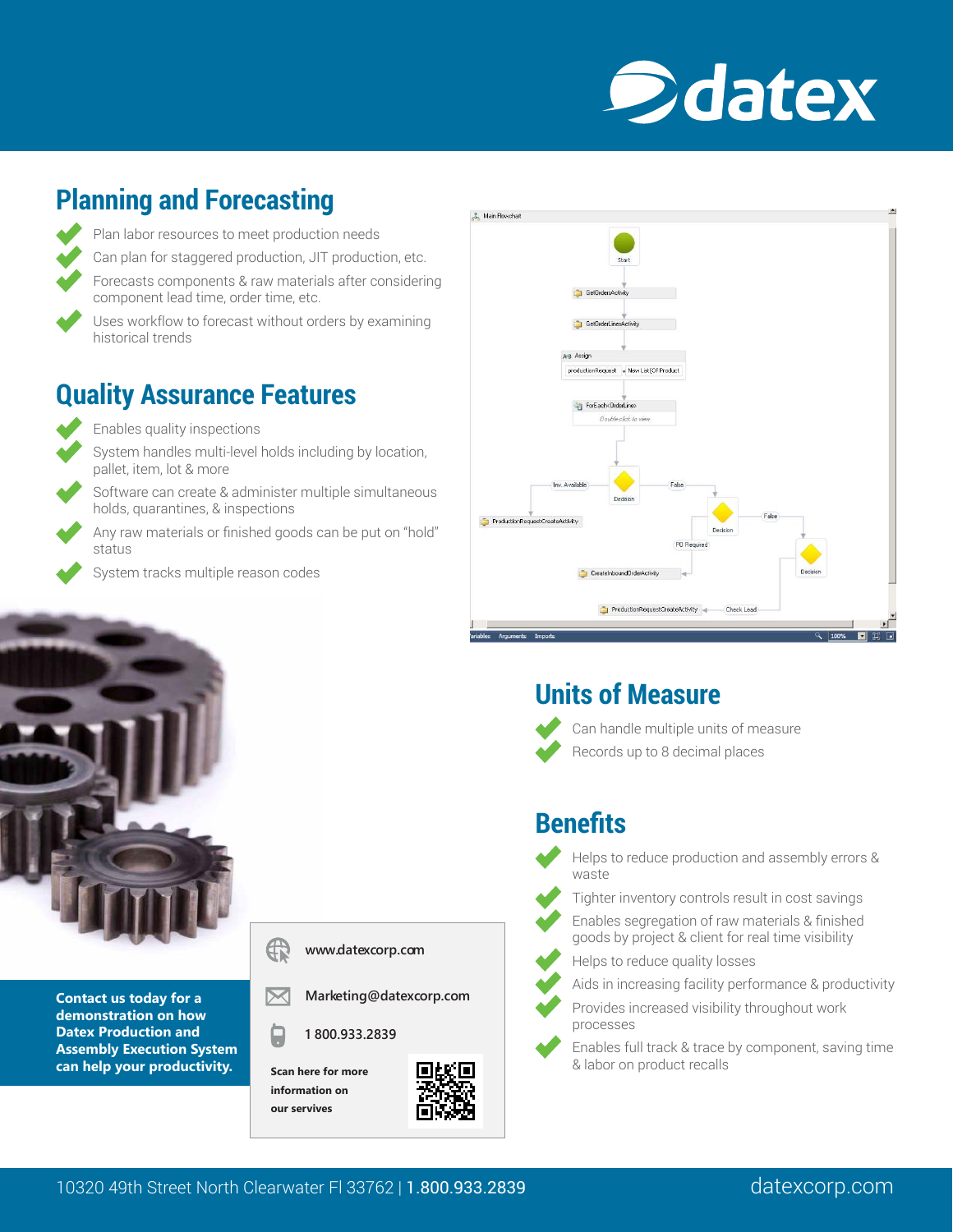## Planning and Forecasting

- Plan labor resources to meet production needs
- Can plan for staggered production, JIT production, etc.
- Forecasts components & raw materials after considering component lead time, order time, etc.
- Uses workflow to forecast without orders by examining historical trends

## Quality Assurance Features

- Enables quality inspections
- System handles multi-level holds including by location, pallet, item, lot & more
- Software can create & administer multiple simultaneous holds, quarantines, & inspections
- Any raw materials or finished goods can be put on "hold" status
- System tracks multiple reason codes

## Units of Measure

- Can handle multiple units of measure
- Records up to 8 decimal places

## Benefits

- Helps to reduce production and assembly errors & waste
- Tighter inventory controls result in cost savings
- Enables segregation of raw materials & finished goods by project & client for real time visibility
- Helps to reduce quality losses
- Aids in increasing facility performance & productivity
- Provides increased visibility throughout work processes
- Enables full track & trace by component, saving time & labor on product recalls

**Contact us today for a demonstration on how Datex Production and Assembly Execution System can help your productivity.**

www.datexcorp.com

Marketing@datexcorp.com

1 800.933.2839

**Scan here for more information on our servives**

10320 49th Street North Clearwater Fl 33762 | **1.800.933.2839**

datexcorp.com